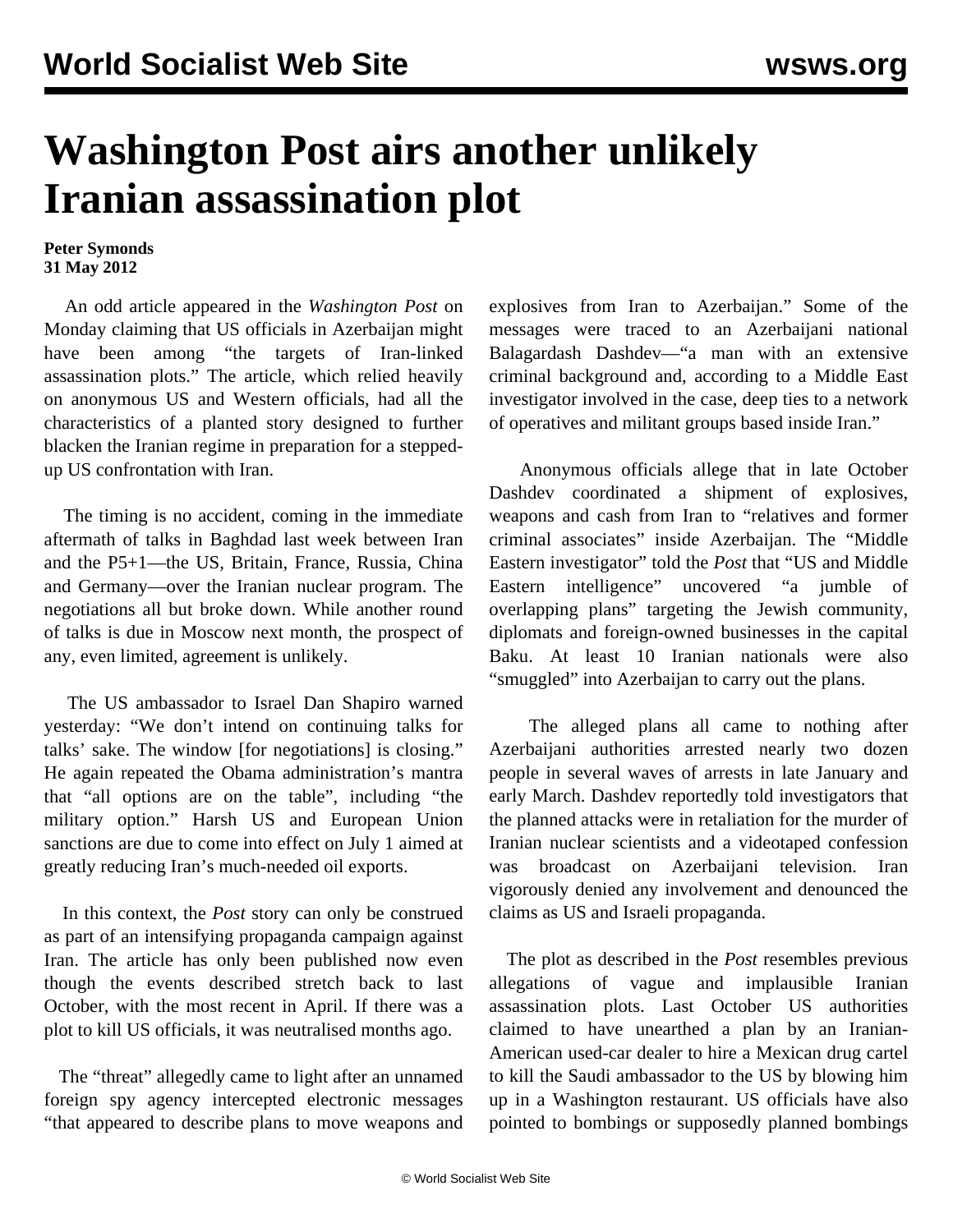# Washington Post airs another unlikely Iranian assassination plot

**Peter Symonds**
**31 May 2012**

An odd article appeared in the *Washington Post* on Monday claiming that US officials in Azerbaijan might have been among "the targets of Iran-linked assassination plots." The article, which relied heavily on anonymous US and Western officials, had all the characteristics of a planted story designed to further blacken the Iranian regime in preparation for a stepped-up US confrontation with Iran.

The timing is no accident, coming in the immediate aftermath of talks in Baghdad last week between Iran and the P5+1—the US, Britain, France, Russia, China and Germany—over the Iranian nuclear program. The negotiations all but broke down. While another round of talks is due in Moscow next month, the prospect of any, even limited, agreement is unlikely.

The US ambassador to Israel Dan Shapiro warned yesterday: "We don't intend on continuing talks for talks' sake. The window [for negotiations] is closing." He again repeated the Obama administration's mantra that "all options are on the table", including "the military option." Harsh US and European Union sanctions are due to come into effect on July 1 aimed at greatly reducing Iran's much-needed oil exports.

In this context, the *Post* story can only be construed as part of an intensifying propaganda campaign against Iran. The article has only been published now even though the events described stretch back to last October, with the most recent in April. If there was a plot to kill US officials, it was neutralised months ago.

The "threat" allegedly came to light after an unnamed foreign spy agency intercepted electronic messages "that appeared to describe plans to move weapons and explosives from Iran to Azerbaijan." Some of the messages were traced to an Azerbaijani national Balagardash Dashdev—"a man with an extensive criminal background and, according to a Middle East investigator involved in the case, deep ties to a network of operatives and militant groups based inside Iran."

Anonymous officials allege that in late October Dashdev coordinated a shipment of explosives, weapons and cash from Iran to "relatives and former criminal associates" inside Azerbaijan. The "Middle Eastern investigator" told the *Post* that "US and Middle Eastern intelligence" uncovered "a jumble of overlapping plans" targeting the Jewish community, diplomats and foreign-owned businesses in the capital Baku. At least 10 Iranian nationals were also "smuggled" into Azerbaijan to carry out the plans.

The alleged plans all came to nothing after Azerbaijani authorities arrested nearly two dozen people in several waves of arrests in late January and early March. Dashdev reportedly told investigators that the planned attacks were in retaliation for the murder of Iranian nuclear scientists and a videotaped confession was broadcast on Azerbaijani television. Iran vigorously denied any involvement and denounced the claims as US and Israeli propaganda.

The plot as described in the *Post* resembles previous allegations of vague and implausible Iranian assassination plots. Last October US authorities claimed to have unearthed a plan by an Iranian-American used-car dealer to hire a Mexican drug cartel to kill the Saudi ambassador to the US by blowing him up in a Washington restaurant. US officials have also pointed to bombings or supposedly planned bombings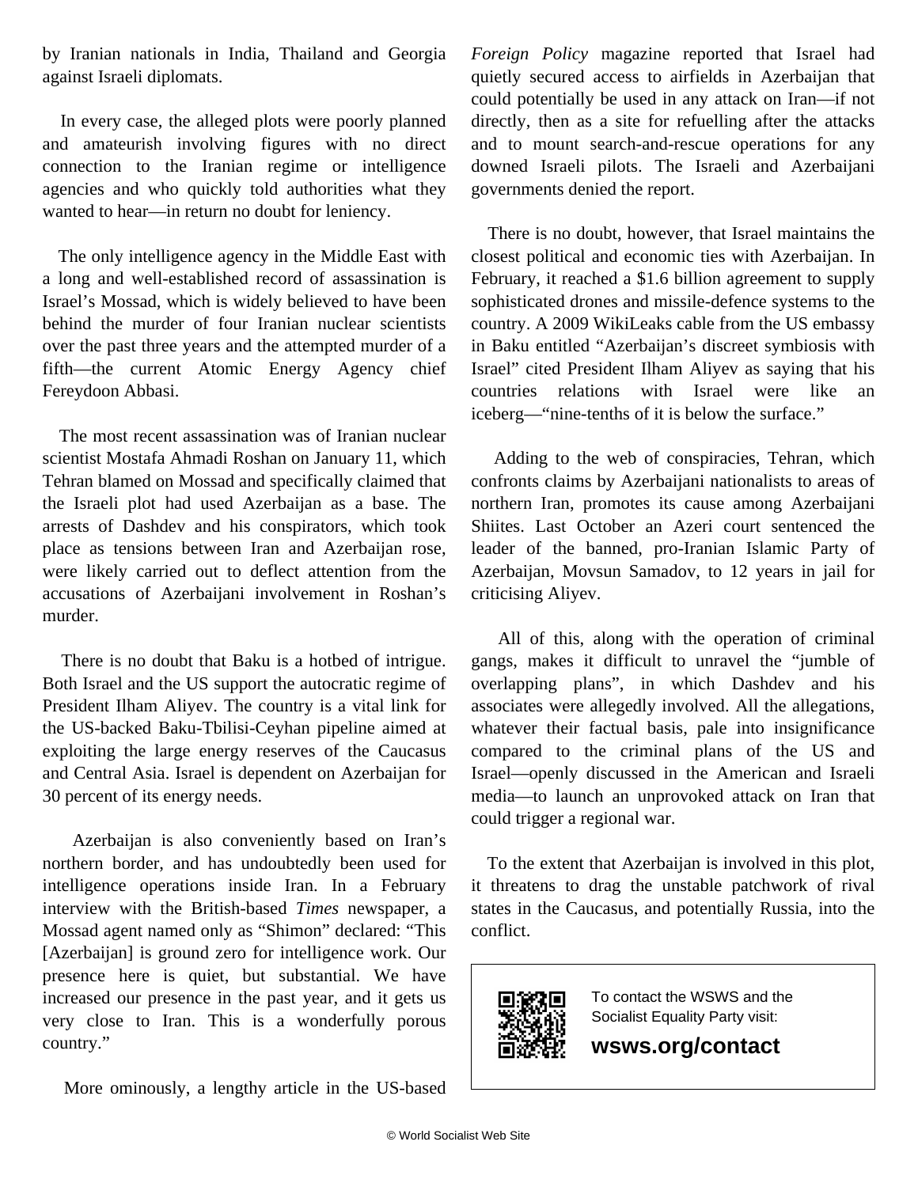by Iranian nationals in India, Thailand and Georgia against Israeli diplomats.

In every case, the alleged plots were poorly planned and amateurish involving figures with no direct connection to the Iranian regime or intelligence agencies and who quickly told authorities what they wanted to hear—in return no doubt for leniency.

The only intelligence agency in the Middle East with a long and well-established record of assassination is Israel's Mossad, which is widely believed to have been behind the murder of four Iranian nuclear scientists over the past three years and the attempted murder of a fifth—the current Atomic Energy Agency chief Fereydoon Abbasi.

The most recent assassination was of Iranian nuclear scientist Mostafa Ahmadi Roshan on January 11, which Tehran blamed on Mossad and specifically claimed that the Israeli plot had used Azerbaijan as a base. The arrests of Dashdev and his conspirators, which took place as tensions between Iran and Azerbaijan rose, were likely carried out to deflect attention from the accusations of Azerbaijani involvement in Roshan's murder.

There is no doubt that Baku is a hotbed of intrigue. Both Israel and the US support the autocratic regime of President Ilham Aliyev. The country is a vital link for the US-backed Baku-Tbilisi-Ceyhan pipeline aimed at exploiting the large energy reserves of the Caucasus and Central Asia. Israel is dependent on Azerbaijan for 30 percent of its energy needs.

Azerbaijan is also conveniently based on Iran's northern border, and has undoubtedly been used for intelligence operations inside Iran. In a February interview with the British-based *Times* newspaper, a Mossad agent named only as "Shimon" declared: "This [Azerbaijan] is ground zero for intelligence work. Our presence here is quiet, but substantial. We have increased our presence in the past year, and it gets us very close to Iran. This is a wonderfully porous country."

More ominously, a lengthy article in the US-based *Foreign Policy* magazine reported that Israel had quietly secured access to airfields in Azerbaijan that could potentially be used in any attack on Iran—if not directly, then as a site for refuelling after the attacks and to mount search-and-rescue operations for any downed Israeli pilots. The Israeli and Azerbaijani governments denied the report.

There is no doubt, however, that Israel maintains the closest political and economic ties with Azerbaijan. In February, it reached a $1.6 billion agreement to supply sophisticated drones and missile-defence systems to the country. A 2009 WikiLeaks cable from the US embassy in Baku entitled "Azerbaijan's discreet symbiosis with Israel" cited President Ilham Aliyev as saying that his countries relations with Israel were like an iceberg—"nine-tenths of it is below the surface."

Adding to the web of conspiracies, Tehran, which confronts claims by Azerbaijani nationalists to areas of northern Iran, promotes its cause among Azerbaijani Shiites. Last October an Azeri court sentenced the leader of the banned, pro-Iranian Islamic Party of Azerbaijan, Movsun Samadov, to 12 years in jail for criticising Aliyev.

All of this, along with the operation of criminal gangs, makes it difficult to unravel the "jumble of overlapping plans", in which Dashdev and his associates were allegedly involved. All the allegations, whatever their factual basis, pale into insignificance compared to the criminal plans of the US and Israel—openly discussed in the American and Israeli media—to launch an unprovoked attack on Iran that could trigger a regional war.

To the extent that Azerbaijan is involved in this plot, it threatens to drag the unstable patchwork of rival states in the Caucasus, and potentially Russia, into the conflict.

To contact the WSWS and the Socialist Equality Party visit:

**wsws.org/contact**